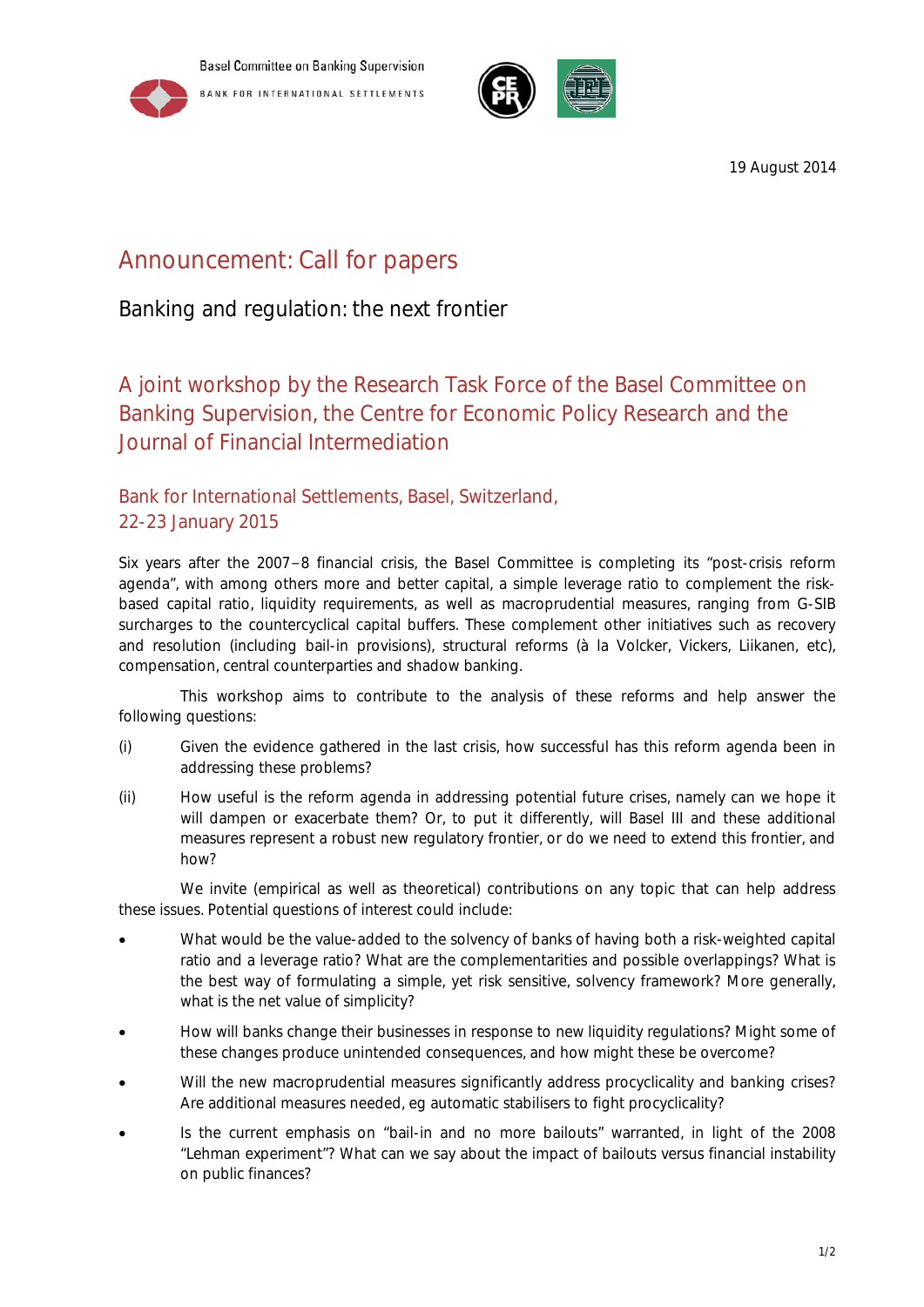Basel Committee on Banking Supervision

BANK FOR INTERNATIONAL SETTLEMENTS

19 August 2014

# Announcement: Call for papers

## Banking and regulation: the next frontier

## A joint workshop by the Research Task Force of the Basel Committee on Banking Supervision, the Centre for Economic Policy Research and the Journal of Financial Intermediation

### Bank for International Settlements, Basel, Switzerland, 22-23 January 2015

Six years after the 2007–8 financial crisis, the Basel Committee is completing its "post-crisis reform agenda", with among others more and better capital, a simple leverage ratio to complement the risk-based capital ratio, liquidity requirements, as well as macroprudential measures, ranging from G-SIB surcharges to the countercyclical capital buffers. These complement other initiatives such as recovery and resolution (including bail-in provisions), structural reforms (à la Volcker, Vickers, Liikanen, etc), compensation, central counterparties and shadow banking.

This workshop aims to contribute to the analysis of these reforms and help answer the following questions:

(i) Given the evidence gathered in the last crisis, how successful has this reform agenda been in addressing these problems?

(ii) How useful is the reform agenda in addressing potential future crises, namely can we hope it will dampen or exacerbate them? Or, to put it differently, will Basel III and these additional measures represent a robust new regulatory frontier, or do we need to extend this frontier, and how?

We invite (empirical as well as theoretical) contributions on any topic that can help address these issues. Potential questions of interest could include:

- What would be the value-added to the solvency of banks of having both a risk-weighted capital ratio and a leverage ratio? What are the complementarities and possible overlappings? What is the best way of formulating a simple, yet risk sensitive, solvency framework? More generally, what is the net value of simplicity?
- How will banks change their businesses in response to new liquidity regulations? Might some of these changes produce unintended consequences, and how might these be overcome?
- Will the new macroprudential measures significantly address procyclicality and banking crises? Are additional measures needed, eg automatic stabilisers to fight procyclicality?
- Is the current emphasis on "bail-in and no more bailouts" warranted, in light of the 2008 "Lehman experiment"? What can we say about the impact of bailouts versus financial instability on public finances?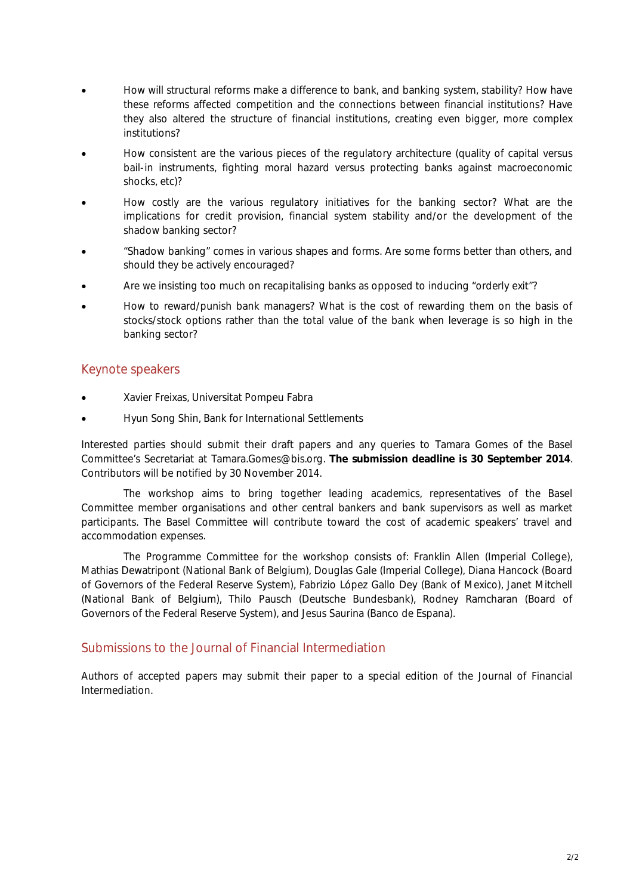- How will structural reforms make a difference to bank, and banking system, stability? How have these reforms affected competition and the connections between financial institutions? Have they also altered the structure of financial institutions, creating even bigger, more complex institutions?
- How consistent are the various pieces of the regulatory architecture (quality of capital versus bail-in instruments, fighting moral hazard versus protecting banks against macroeconomic shocks, etc)?
- How costly are the various regulatory initiatives for the banking sector? What are the implications for credit provision, financial system stability and/or the development of the shadow banking sector?
- "Shadow banking" comes in various shapes and forms. Are some forms better than others, and should they be actively encouraged?
- Are we insisting too much on recapitalising banks as opposed to inducing "orderly exit"?
- How to reward/punish bank managers? What is the cost of rewarding them on the basis of stocks/stock options rather than the total value of the bank when leverage is so high in the banking sector?

## Keynote speakers

- Xavier Freixas, Universitat Pompeu Fabra
- Hyun Song Shin, Bank for International Settlements

Interested parties should submit their draft papers and any queries to Tamara Gomes of the Basel Committee's Secretariat at Tamara.Gomes@bis.org. **The submission deadline is 30 September 2014**. Contributors will be notified by 30 November 2014.

The workshop aims to bring together leading academics, representatives of the Basel Committee member organisations and other central bankers and bank supervisors as well as market participants. The Basel Committee will contribute toward the cost of academic speakers' travel and accommodation expenses.

The Programme Committee for the workshop consists of: Franklin Allen (Imperial College), Mathias Dewatripont (National Bank of Belgium), Douglas Gale (Imperial College), Diana Hancock (Board of Governors of the Federal Reserve System), Fabrizio López Gallo Dey (Bank of Mexico), Janet Mitchell (National Bank of Belgium), Thilo Pausch (Deutsche Bundesbank), Rodney Ramcharan (Board of Governors of the Federal Reserve System), and Jesus Saurina (Banco de Espana).

## Submissions to the Journal of Financial Intermediation

Authors of accepted papers may submit their paper to a special edition of the Journal of Financial Intermediation.